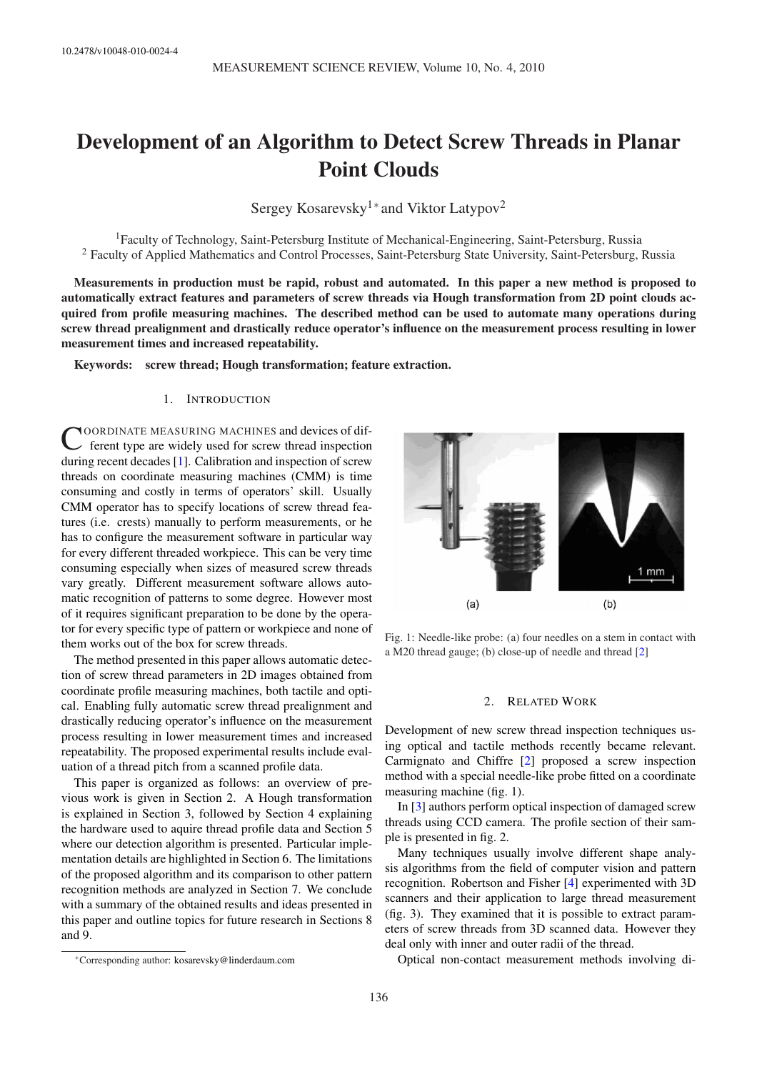10.2478/v10048-010-0024-4

# Development of an Algorithm to Detect Screw Threads in Planar Point Clouds

Sergey Kosarevsky[1]* and Viktor Latypov[2]

[1]Faculty of Technology, Saint-Petersburg Institute of Mechanical-Engineering, Saint-Petersburg, Russia
[2] Faculty of Applied Mathematics and Control Processes, Saint-Petersburg State University, Saint-Petersburg, Russia

**Measurements in production must be rapid, robust and automated. In this paper a new method is proposed to automatically extract features and parameters of screw threads via Hough transformation from 2D point clouds acquired from profile measuring machines. The described method can be used to automate many operations during screw thread prealignment and drastically reduce operator's influence on the measurement process resulting in lower measurement times and increased repeatability.**

**Keywords: screw thread; Hough transformation; feature extraction.**

## 1. Introduction

Coordinate measuring machines and devices of different type are widely used for screw thread inspection during recent decades [1]. Calibration and inspection of screw threads on coordinate measuring machines (CMM) is time consuming and costly in terms of operators' skill. Usually CMM operator has to specify locations of screw thread features (i.e. crests) manually to perform measurements, or he has to configure the measurement software in particular way for every different threaded workpiece. This can be very time consuming especially when sizes of measured screw threads vary greatly. Different measurement software allows automatic recognition of patterns to some degree. However most of it requires significant preparation to be done by the operator for every specific type of pattern or workpiece and none of them works out of the box for screw threads.

The method presented in this paper allows automatic detection of screw thread parameters in 2D images obtained from coordinate profile measuring machines, both tactile and optical. Enabling fully automatic screw thread prealignment and drastically reducing operator's influence on the measurement process resulting in lower measurement times and increased repeatability. The proposed experimental results include evaluation of a thread pitch from a scanned profile data.

This paper is organized as follows: an overview of previous work is given in Section 2. A Hough transformation is explained in Section 3, followed by Section 4 explaining the hardware used to aquire thread profile data and Section 5 where our detection algorithm is presented. Particular implementation details are highlighted in Section 6. The limitations of the proposed algorithm and its comparison to other pattern recognition methods are analyzed in Section 7. We conclude with a summary of the obtained results and ideas presented in this paper and outline topics for future research in Sections 8 and 9.

*Corresponding author: kosarevsky@linderdaum.com

(a) (b)

1 mm

Fig. 1: Needle-like probe: (a) four needles on a stem in contact with a M20 thread gauge; (b) close-up of needle and thread [2]

## 2. Related Work

Development of new screw thread inspection techniques using optical and tactile methods recently became relevant. Carmignato and Chiffre [2] proposed a screw inspection method with a special needle-like probe fitted on a coordinate measuring machine (fig. 1).

In [3] authors perform optical inspection of damaged screw threads using CCD camera. The profile section of their sample is presented in fig. 2.

Many techniques usually involve different shape analysis algorithms from the field of computer vision and pattern recognition. Robertson and Fisher [4] experimented with 3D scanners and their application to large thread measurement (fig. 3). They examined that it is possible to extract parameters of screw threads from 3D scanned data. However they deal only with inner and outer radii of the thread.

Optical non-contact measurement methods involving di-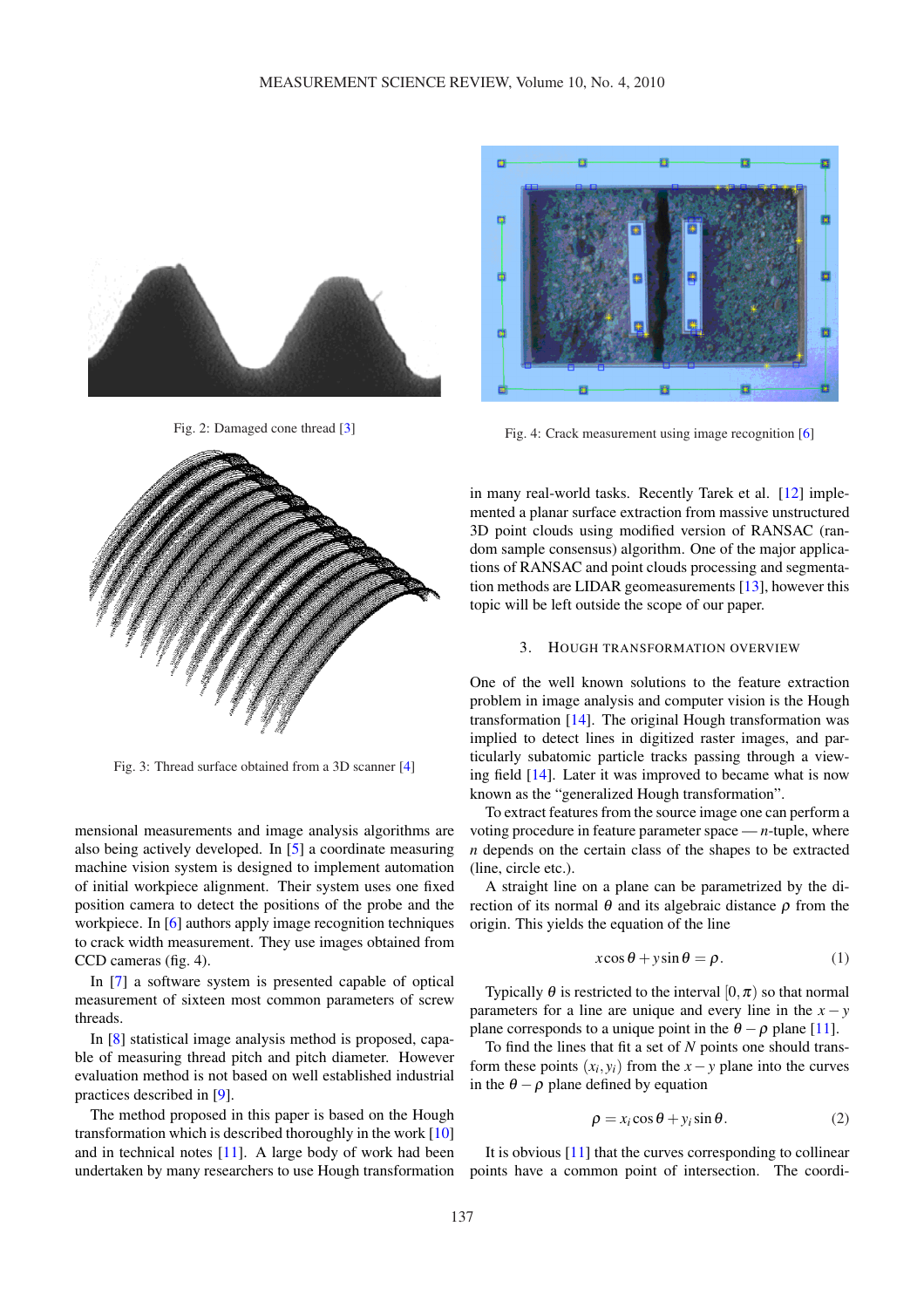Fig. 2: Damaged cone thread [3]

Fig. 3: Thread surface obtained from a 3D scanner [4]

mensional measurements and image analysis algorithms are also being actively developed. In [5] a coordinate measuring machine vision system is designed to implement automation of initial workpiece alignment. Their system uses one fixed position camera to detect the positions of the probe and the workpiece. In [6] authors apply image recognition techniques to crack width measurement. They use images obtained from CCD cameras (fig. 4).

In [7] a software system is presented capable of optical measurement of sixteen most common parameters of screw threads.

In [8] statistical image analysis method is proposed, capable of measuring thread pitch and pitch diameter. However evaluation method is not based on well established industrial practices described in [9].

The method proposed in this paper is based on the Hough transformation which is described thoroughly in the work [10] and in technical notes [11]. A large body of work had been undertaken by many researchers to use Hough transformation

Fig. 4: Crack measurement using image recognition [6]

in many real-world tasks. Recently Tarek et al. [12] implemented a planar surface extraction from massive unstructured 3D point clouds using modified version of RANSAC (random sample consensus) algorithm. One of the major applications of RANSAC and point clouds processing and segmentation methods are LIDAR geomeasurements [13], however this topic will be left outside the scope of our paper.

## 3. Hough transformation overview

One of the well known solutions to the feature extraction problem in image analysis and computer vision is the Hough transformation [14]. The original Hough transformation was implied to detect lines in digitized raster images, and particularly subatomic particle tracks passing through a viewing field [14]. Later it was improved to became what is now known as the "generalized Hough transformation".

To extract features from the source image one can perform a voting procedure in feature parameter space — $n$-tuple, where $n$ depends on the certain class of the shapes to be extracted (line, circle etc.).

A straight line on a plane can be parametrized by the direction of its normal $\theta$ and its algebraic distance $\rho$ from the origin. This yields the equation of the line

$$x\cos\theta + y\sin\theta = \rho. \tag{1}$$

Typically $\theta$ is restricted to the interval $[0,\pi)$ so that normal parameters for a line are unique and every line in the $x-y$ plane corresponds to a unique point in the $\theta-\rho$ plane [11].

To find the lines that fit a set of $N$ points one should transform these points $(x_i, y_i)$ from the $x-y$ plane into the curves in the $\theta-\rho$ plane defined by equation

$$\rho = x_i\cos\theta + y_i\sin\theta. \tag{2}$$

It is obvious [11] that the curves corresponding to collinear points have a common point of intersection. The coordi-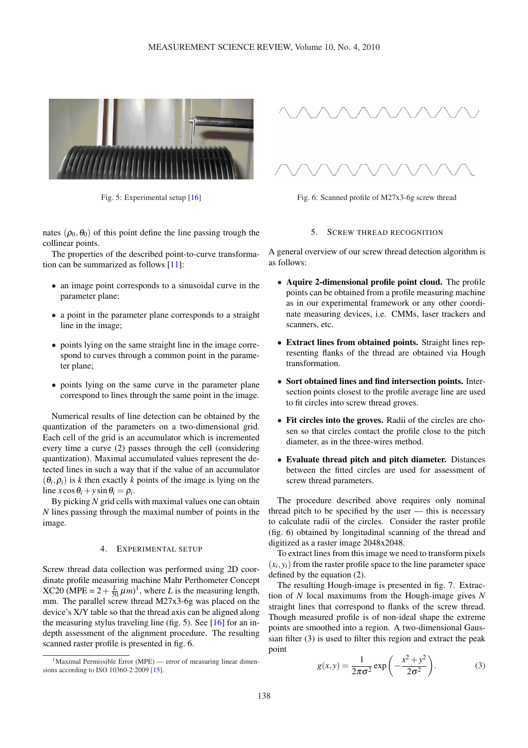Fig. 5: Experimental setup [16]

Fig. 6: Scanned profile of M27x3-6g screw thread

nates $(\rho_0, \theta_0)$ of this point define the line passing trough the collinear points.

The properties of the described point-to-curve transformation can be summarized as follows [11]:

- an image point corresponds to a sinusoidal curve in the parameter plane;
- a point in the parameter plane corresponds to a straight line in the image;
- points lying on the same straight line in the image correspond to curves through a common point in the parameter plane;
- points lying on the same curve in the parameter plane correspond to lines through the same point in the image.

Numerical results of line detection can be obtained by the quantization of the parameters on a two-dimensional grid. Each cell of the grid is an accumulator which is incremented every time a curve (2) passes through the cell (considering quantization). Maximal accumulated values represent the detected lines in such a way that if the value of an accumulator $(\theta_i, \rho_i)$ is $k$ then exactly $k$ points of the image is lying on the line $x \cos \theta_i + y \sin \theta_i = \rho_i$.

By picking $N$ grid cells with maximal values one can obtain $N$ lines passing through the maximal number of points in the image.

## 4. Experimental setup

Screw thread data collection was performed using 2D coordinate profile measuring machine Mahr Perthometer Concept XC20 (MPE = $2 + \frac{L}{50}\,\mu m$)[1], where $L$ is the measuring length, mm. The parallel screw thread M27x3-6g was placed on the device's X/Y table so that the thread axis can be aligned along the measuring stylus traveling line (fig. 5). See [16] for an in-depth assessment of the alignment procedure. The resulting scanned raster profile is presented in fig. 6.

## 5. Screw thread recognition

A general overview of our screw thread detection algorithm is as follows:

- **Aquire 2-dimensional profile point cloud.** The profile points can be obtained from a profile measuring machine as in our experimental framework or any other coordinate measuring devices, i.e. CMMs, laser trackers and scanners, etc.
- **Extract lines from obtained points.** Straight lines representing flanks of the thread are obtained via Hough transformation.
- **Sort obtained lines and find intersection points.** Intersection points closest to the profile average line are used to fit circles into screw thread groves.
- **Fit circles into the groves.** Radii of the circles are chosen so that circles contact the profile close to the pitch diameter, as in the three-wires method.
- **Evaluate thread pitch and pitch diameter.** Distances between the fitted circles are used for assessment of screw thread parameters.

The procedure described above requires only nominal thread pitch to be specified by the user — this is necessary to calculate radii of the circles. Consider the raster profile (fig. 6) obtained by longitudinal scanning of the thread and digitized as a raster image 2048x2048.

To extract lines from this image we need to transform pixels $(x_i, y_i)$ from the raster profile space to the line parameter space defined by the equation (2).

The resulting Hough-image is presented in fig. 7. Extraction of $N$ local maximums from the Hough-image gives $N$ straight lines that correspond to flanks of the screw thread. Though measured profile is of non-ideal shape the extreme points are smoothed into a region. A two-dimensional Gaussian filter (3) is used to filter this region and extract the peak point

$$g(x,y) = \frac{1}{2\pi\sigma^2} \exp\left(-\frac{x^2+y^2}{2\sigma^2}\right). \tag{3}$$

[1] Maximal Permissible Error (MPE) — error of measuring linear dimensions according to ISO 10360-2:2009 [15].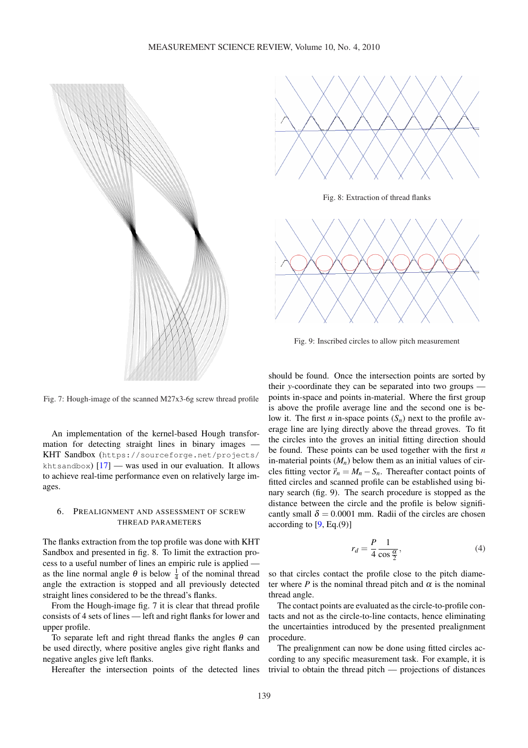Fig. 7: Hough-image of the scanned M27x3-6g screw thread profile

An implementation of the kernel-based Hough transformation for detecting straight lines in binary images — KHT Sandbox (https://sourceforge.net/projects/khtsandbox) [17] — was used in our evaluation. It allows to achieve real-time performance even on relatively large images.

## 6. Prealignment and assessment of screw thread parameters

The flanks extraction from the top profile was done with KHT Sandbox and presented in fig. 8. To limit the extraction process to a useful number of lines an empiric rule is applied — as the line normal angle $\theta$ is below $\frac{1}{4}$ of the nominal thread angle the extraction is stopped and all previously detected straight lines considered to be the thread's flanks.

From the Hough-image fig. 7 it is clear that thread profile consists of 4 sets of lines — left and right flanks for lower and upper profile.

To separate left and right thread flanks the angles $\theta$ can be used directly, where positive angles give right flanks and negative angles give left flanks.

Hereafter the intersection points of the detected lines should be found. Once the intersection points are sorted by their $y$-coordinate they can be separated into two groups — points in-space and points in-material. Where the first group is above the profile average line and the second one is below it. The first $n$ in-space points ($S_n$) next to the profile average line are lying directly above the thread groves. To fit the circles into the groves an initial fitting direction should be found. These points can be used together with the first $n$ in-material points ($M_n$) below them as an initial values of circles fitting vector $\vec{r}_n = M_n - S_n$. Thereafter contact points of fitted circles and scanned profile can be established using binary search (fig. 9). The search procedure is stopped as the distance between the circle and the profile is below significantly small $\delta = 0.0001$ mm. Radii of the circles are chosen according to [9, Eq.(9)]

Fig. 8: Extraction of thread flanks

Fig. 9: Inscribed circles to allow pitch measurement

$$r_d = \frac{P}{4} \frac{1}{\cos \frac{\alpha}{2}}, \tag{4}$$

so that circles contact the profile close to the pitch diameter where $P$ is the nominal thread pitch and $\alpha$ is the nominal thread angle.

The contact points are evaluated as the circle-to-profile contacts and not as the circle-to-line contacts, hence eliminating the uncertainties introduced by the presented prealignment procedure.

The prealignment can now be done using fitted circles according to any specific measurement task. For example, it is trivial to obtain the thread pitch — projections of distances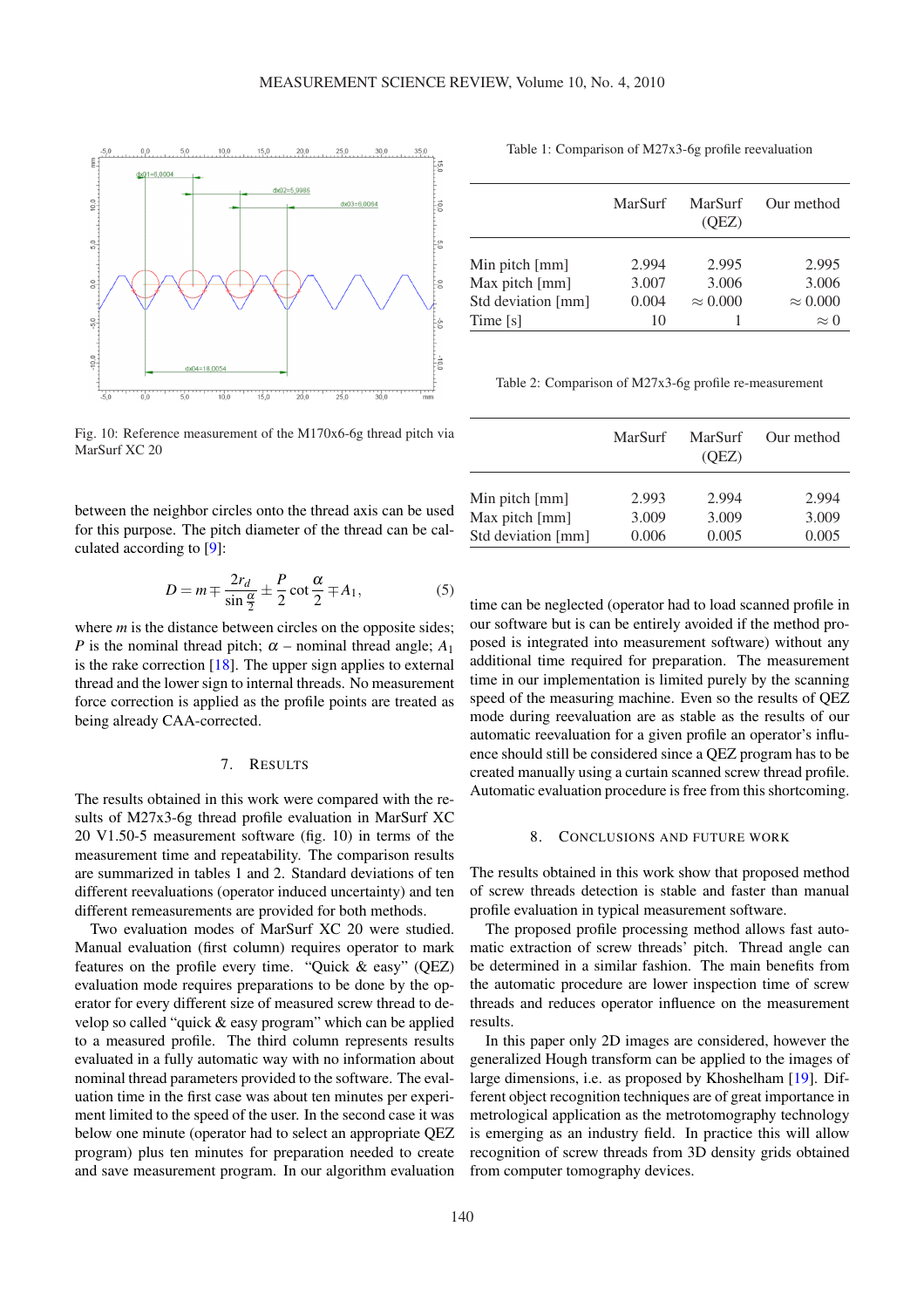Fig. 10: Reference measurement of the M170x6-6g thread pitch via MarSurf XC 20

between the neighbor circles onto the thread axis can be used for this purpose. The pitch diameter of the thread can be calculated according to [9]:

$$D = m \mp \frac{2r_d}{\sin\frac{\alpha}{2}} \pm \frac{P}{2}\cot\frac{\alpha}{2} \mp A_1, \tag{5}$$

where $m$ is the distance between circles on the opposite sides; $P$ is the nominal thread pitch; $\alpha$ – nominal thread angle; $A_1$ is the rake correction [18]. The upper sign applies to external thread and the lower sign to internal threads. No measurement force correction is applied as the profile points are treated as being already CAA-corrected.

## 7. Results

The results obtained in this work were compared with the results of M27x3-6g thread profile evaluation in MarSurf XC 20 V1.50-5 measurement software (fig. 10) in terms of the measurement time and repeatability. The comparison results are summarized in tables 1 and 2. Standard deviations of ten different reevaluations (operator induced uncertainty) and ten different remeasurements are provided for both methods.

Two evaluation modes of MarSurf XC 20 were studied. Manual evaluation (first column) requires operator to mark features on the profile every time. "Quick & easy" (QEZ) evaluation mode requires preparations to be done by the operator for every different size of measured screw thread to develop so called "quick & easy program" which can be applied to a measured profile. The third column represents results evaluated in a fully automatic way with no information about nominal thread parameters provided to the software. The evaluation time in the first case was about ten minutes per experiment limited to the speed of the user. In the second case it was below one minute (operator had to select an appropriate QEZ program) plus ten minutes for preparation needed to create and save measurement program. In our algorithm evaluation time can be neglected (operator had to load scanned profile in our software but is can be entirely avoided if the method proposed is integrated into measurement software) without any additional time required for preparation. The measurement time in our implementation is limited purely by the scanning speed of the measuring machine. Even so the results of QEZ mode during reevaluation are as stable as the results of our automatic reevaluation for a given profile an operator's influence should still be considered since a QEZ program has to be created manually using a curtain scanned screw thread profile. Automatic evaluation procedure is free from this shortcoming.

Table 1: Comparison of M27x3-6g profile reevaluation

| | MarSurf | MarSurf (QEZ) | Our method |
|---|---|---|---|
| Min pitch [mm] | 2.994 | 2.995 | 2.995 |
| Max pitch [mm] | 3.007 | 3.006 | 3.006 |
| Std deviation [mm] | 0.004 | $\approx 0.000$ | $\approx 0.000$ |
| Time [s] | 10 | 1 | $\approx 0$ |

Table 2: Comparison of M27x3-6g profile re-measurement

| | MarSurf | MarSurf (QEZ) | Our method |
|---|---|---|---|
| Min pitch [mm] | 2.993 | 2.994 | 2.994 |
| Max pitch [mm] | 3.009 | 3.009 | 3.009 |
| Std deviation [mm] | 0.006 | 0.005 | 0.005 |

## 8. Conclusions and future work

The results obtained in this work show that proposed method of screw threads detection is stable and faster than manual profile evaluation in typical measurement software.

The proposed profile processing method allows fast automatic extraction of screw threads' pitch. Thread angle can be determined in a similar fashion. The main benefits from the automatic procedure are lower inspection time of screw threads and reduces operator influence on the measurement results.

In this paper only 2D images are considered, however the generalized Hough transform can be applied to the images of large dimensions, i.e. as proposed by Khoshelham [19]. Different object recognition techniques are of great importance in metrological application as the metrotomography technology is emerging as an industry field. In practice this will allow recognition of screw threads from 3D density grids obtained from computer tomography devices.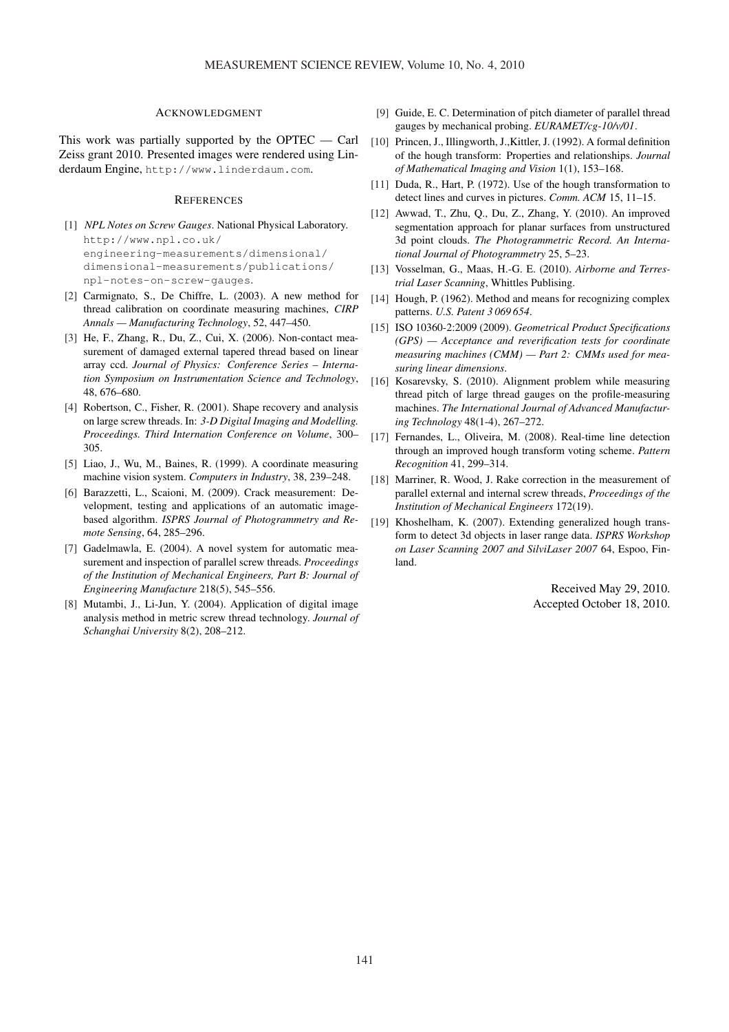## Acknowledgment

This work was partially supported by the OPTEC — Carl Zeiss grant 2010. Presented images were rendered using Linderdaum Engine, http://www.linderdaum.com.

## References

[1] *NPL Notes on Screw Gauges*. National Physical Laboratory. http://www.npl.co.uk/engineering-measurements/dimensional/dimensional-measurements/publications/npl-notes-on-screw-gauges.

[2] Carmignato, S., De Chiffre, L. (2003). A new method for thread calibration on coordinate measuring machines, *CIRP Annals — Manufacturing Technology*, 52, 447–450.

[3] He, F., Zhang, R., Du, Z., Cui, X. (2006). Non-contact measurement of damaged external tapered thread based on linear array ccd. *Journal of Physics: Conference Series – Internation Symposium on Instrumentation Science and Technology*, 48, 676–680.

[4] Robertson, C., Fisher, R. (2001). Shape recovery and analysis on large screw threads. In: *3-D Digital Imaging and Modelling. Proceedings. Third Internation Conference on Volume*, 300–305.

[5] Liao, J., Wu, M., Baines, R. (1999). A coordinate measuring machine vision system. *Computers in Industry*, 38, 239–248.

[6] Barazzetti, L., Scaioni, M. (2009). Crack measurement: Development, testing and applications of an automatic image-based algorithm. *ISPRS Journal of Photogrammetry and Remote Sensing*, 64, 285–296.

[7] Gadelmawla, E. (2004). A novel system for automatic measurement and inspection of parallel screw threads. *Proceedings of the Institution of Mechanical Engineers, Part B: Journal of Engineering Manufacture* 218(5), 545–556.

[8] Mutambi, J., Li-Jun, Y. (2004). Application of digital image analysis method in metric screw thread technology. *Journal of Schanghai University* 8(2), 208–212.

[9] Guide, E. C. Determination of pitch diameter of parallel thread gauges by mechanical probing. *EURAMET/cg-10/v/01*.

[10] Princen, J., Illingworth, J.,Kittler, J. (1992). A formal definition of the hough transform: Properties and relationships. *Journal of Mathematical Imaging and Vision* 1(1), 153–168.

[11] Duda, R., Hart, P. (1972). Use of the hough transformation to detect lines and curves in pictures. *Comm. ACM* 15, 11–15.

[12] Awwad, T., Zhu, Q., Du, Z., Zhang, Y. (2010). An improved segmentation approach for planar surfaces from unstructured 3d point clouds. *The Photogrammetric Record. An International Journal of Photogrammetry* 25, 5–23.

[13] Vosselman, G., Maas, H.-G. E. (2010). *Airborne and Terrestrial Laser Scanning*, Whittles Publising.

[14] Hough, P. (1962). Method and means for recognizing complex patterns. *U.S. Patent 3 069 654*.

[15] ISO 10360-2:2009 (2009). *Geometrical Product Specifications (GPS) — Acceptance and reverification tests for coordinate measuring machines (CMM) — Part 2: CMMs used for measuring linear dimensions*.

[16] Kosarevsky, S. (2010). Alignment problem while measuring thread pitch of large thread gauges on the profile-measuring machines. *The International Journal of Advanced Manufacturing Technology* 48(1-4), 267–272.

[17] Fernandes, L., Oliveira, M. (2008). Real-time line detection through an improved hough transform voting scheme. *Pattern Recognition* 41, 299–314.

[18] Marriner, R. Wood, J. Rake correction in the measurement of parallel external and internal screw threads, *Proceedings of the Institution of Mechanical Engineers* 172(19).

[19] Khoshelham, K. (2007). Extending generalized hough transform to detect 3d objects in laser range data. *ISPRS Workshop on Laser Scanning 2007 and SilviLaser 2007* 64, Espoo, Finland.

Received May 29, 2010.
Accepted October 18, 2010.